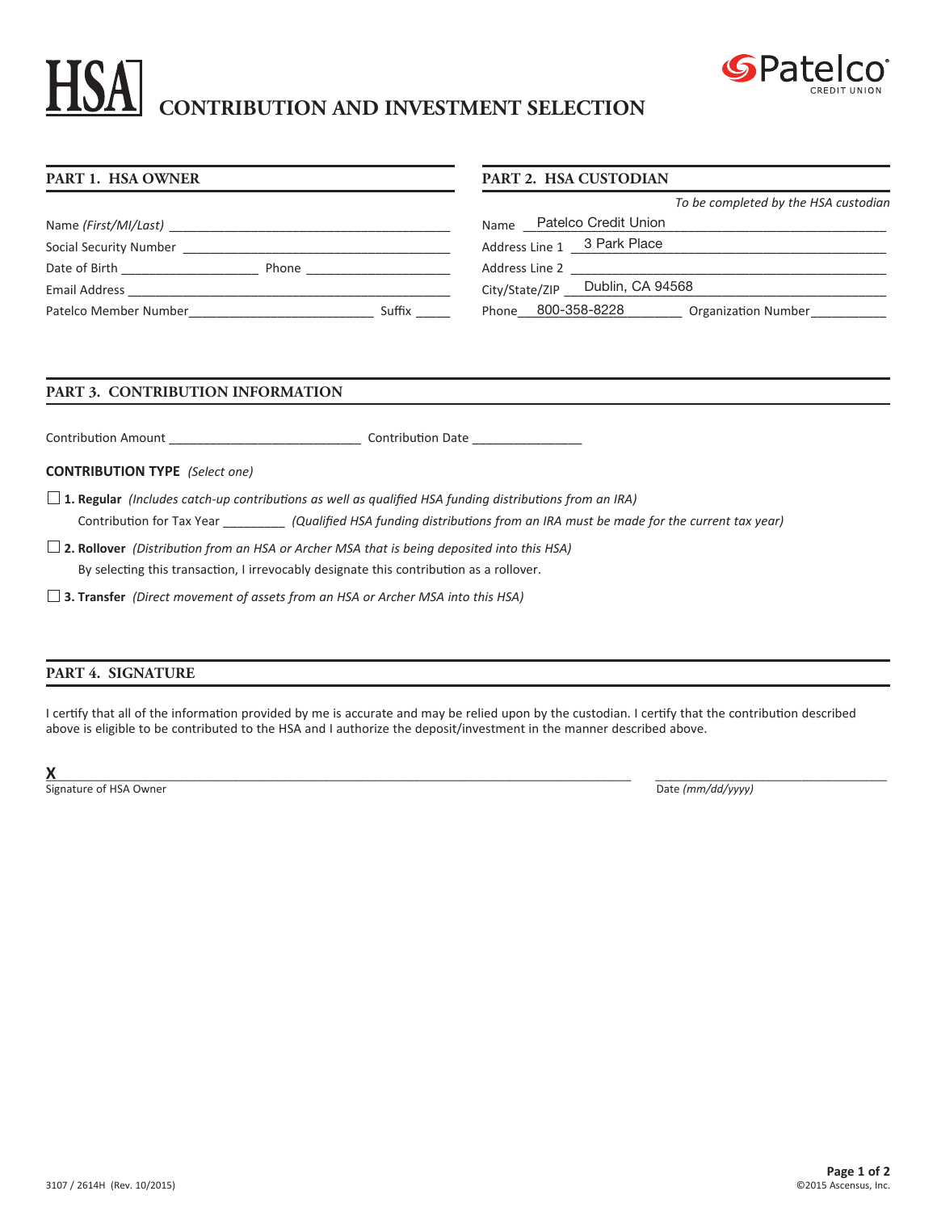# HSA CONTRIBUTION AND INVESTMENT SELECTION

Patelco CREDIT UNION

## PART 1. HSA OWNER

Name *(First/MI/Last)* ______________________________________

Social Security Number ______________________________________

Date of Birth __________________ Phone ____________________

Email Address ______________________________________________

Patelco Member Number __________________________ Suffix _____

## PART 2. HSA CUSTODIAN

*To be completed by the HSA custodian*

Name Patelco Credit Union

Address Line 1 3 Park Place

Address Line 2 ______________________________________________

City/State/ZIP Dublin, CA 94568

Phone 800-358-8228 Organization Number __________

## PART 3. CONTRIBUTION INFORMATION

Contribution Amount ___________________________ Contribution Date _______________

**CONTRIBUTION TYPE** *(Select one)*

☐ **1. Regular** *(Includes catch-up contributions as well as qualified HSA funding distributions from an IRA)*

Contribution for Tax Year _________ *(Qualified HSA funding distributions from an IRA must be made for the current tax year)*

☐ **2. Rollover** *(Distribution from an HSA or Archer MSA that is being deposited into this HSA)*

By selecting this transaction, I irrevocably designate this contribution as a rollover.

☐ **3. Transfer** *(Direct movement of assets from an HSA or Archer MSA into this HSA)*

## PART 4. SIGNATURE

I certify that all of the information provided by me is accurate and may be relied upon by the custodian. I certify that the contribution described above is eligible to be contributed to the HSA and I authorize the deposit/investment in the manner described above.

**X** ________________________________________________ ______________________

Signature of HSA Owner Date *(mm/dd/yyyy)*

3107 / 2614H (Rev. 10/2015) ©2015 Ascensus, Inc.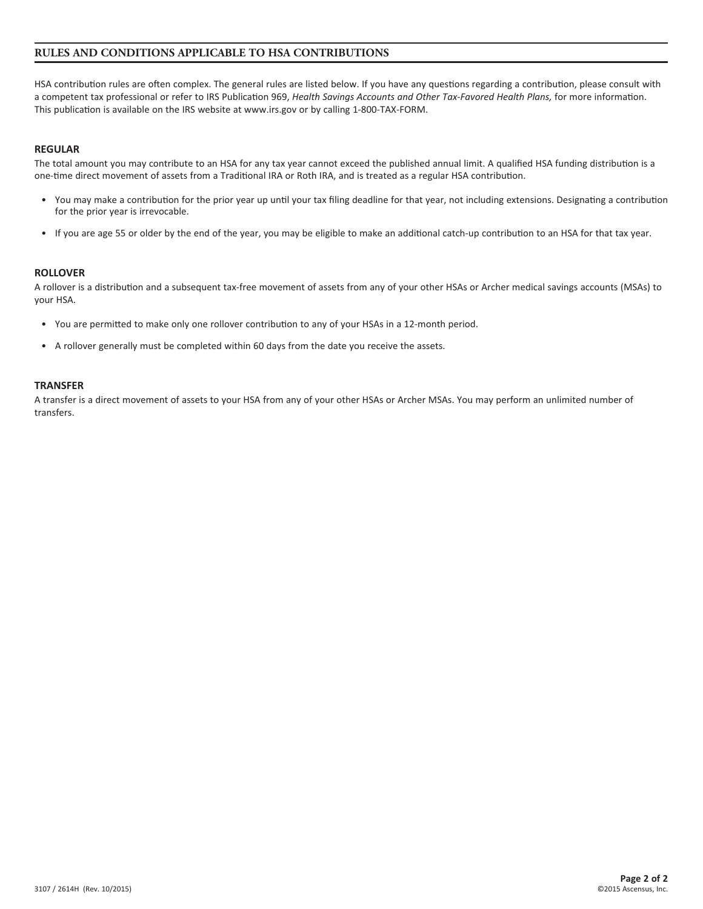## RULES AND CONDITIONS APPLICABLE TO HSA CONTRIBUTIONS

HSA contribution rules are often complex. The general rules are listed below. If you have any questions regarding a contribution, please consult with a competent tax professional or refer to IRS Publication 969, *Health Savings Accounts and Other Tax-Favored Health Plans,* for more information. This publication is available on the IRS website at www.irs.gov or by calling 1-800-TAX-FORM.

### REGULAR

The total amount you may contribute to an HSA for any tax year cannot exceed the published annual limit. A qualified HSA funding distribution is a one-time direct movement of assets from a Traditional IRA or Roth IRA, and is treated as a regular HSA contribution.

- You may make a contribution for the prior year up until your tax filing deadline for that year, not including extensions. Designating a contribution for the prior year is irrevocable.
- If you are age 55 or older by the end of the year, you may be eligible to make an additional catch-up contribution to an HSA for that tax year.

### ROLLOVER

A rollover is a distribution and a subsequent tax-free movement of assets from any of your other HSAs or Archer medical savings accounts (MSAs) to your HSA.

- You are permitted to make only one rollover contribution to any of your HSAs in a 12-month period.
- A rollover generally must be completed within 60 days from the date you receive the assets.

### TRANSFER

A transfer is a direct movement of assets to your HSA from any of your other HSAs or Archer MSAs. You may perform an unlimited number of transfers.

3107 / 2614H (Rev. 10/2015)

©2015 Ascensus, Inc.